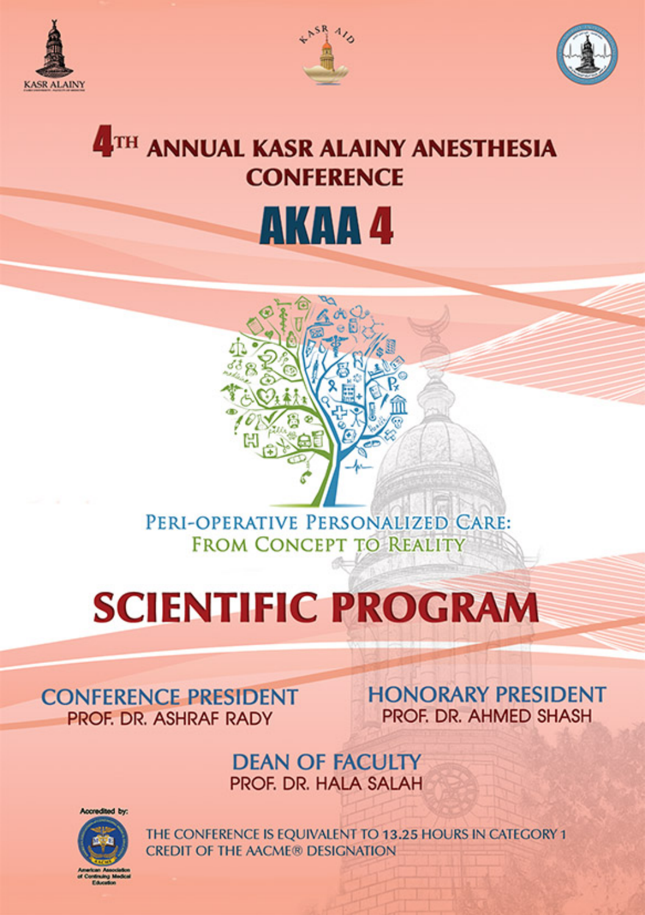KASR ALAINY

KASR AID

# 4TH ANNUAL KASR ALAINY ANESTHESIA CONFERENCE

# AKAA 4

## PERI-OPERATIVE PERSONALIZED CARE: FROM CONCEPT TO REALITY

# SCIENTIFIC PROGRAM

**CONFERENCE PRESIDENT**
PROF. DR. ASHRAF RADY

**HONORARY PRESIDENT**
PROF. DR. AHMED SHASH

**DEAN OF FACULTY**
PROF. DR. HALA SALAH

Accredited by:

American Association of Continuing Medical Education

THE CONFERENCE IS EQUIVALENT TO 13.25 HOURS IN CATEGORY 1 CREDIT OF THE AACME® DESIGNATION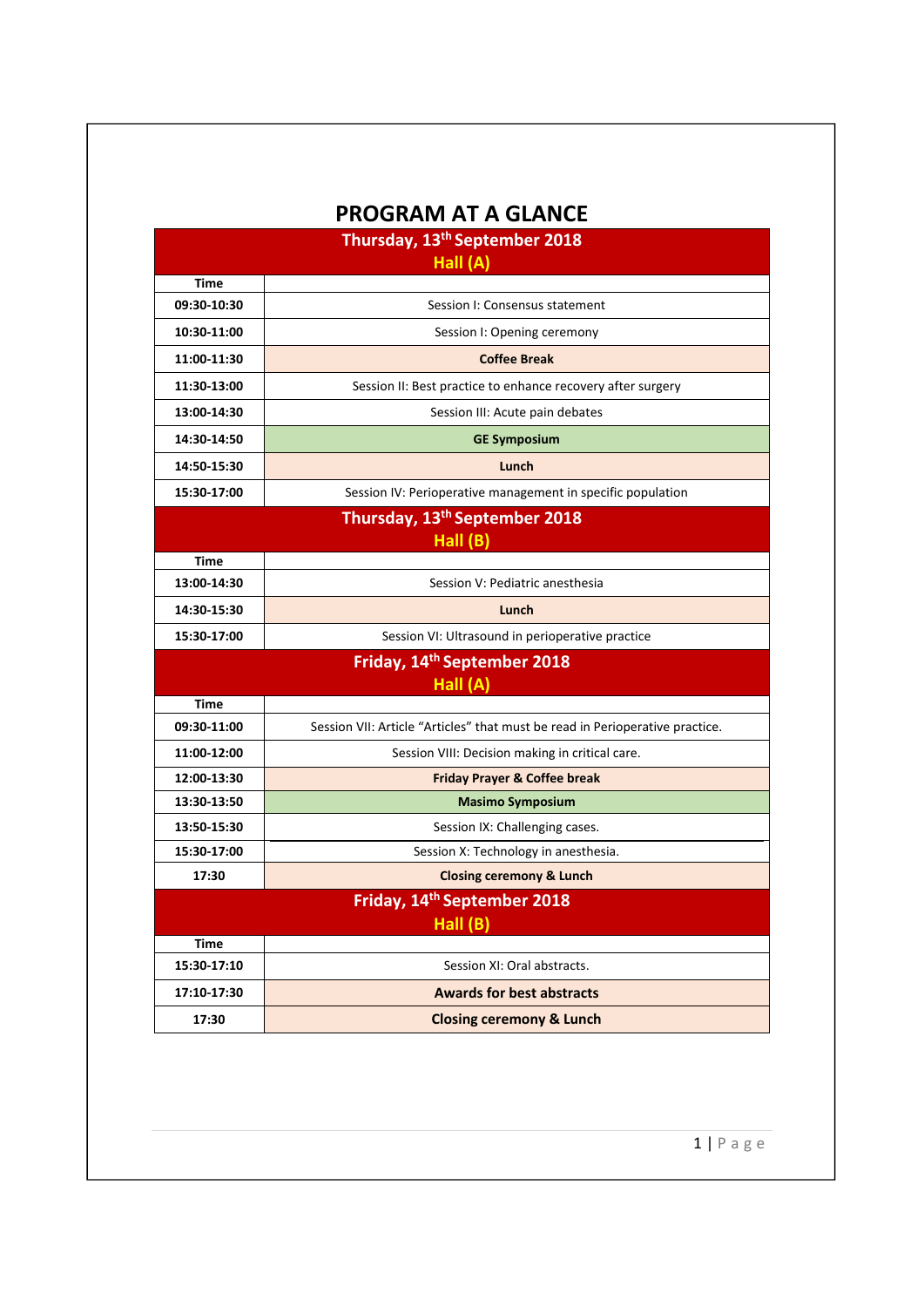# PROGRAM AT A GLANCE

## Thursday, 13th September 2018
### Hall (A)

| Time | |
|---|---|
| 09:30-10:30 | Session I: Consensus statement |
| 10:30-11:00 | Session I: Opening ceremony |
| 11:00-11:30 | **Coffee Break** |
| 11:30-13:00 | Session II: Best practice to enhance recovery after surgery |
| 13:00-14:30 | Session III: Acute pain debates |
| 14:30-14:50 | **GE Symposium** |
| 14:50-15:30 | **Lunch** |
| 15:30-17:00 | Session IV: Perioperative management in specific population |

## Thursday, 13th September 2018
### Hall (B)

| Time | |
|---|---|
| 13:00-14:30 | Session V: Pediatric anesthesia |
| 14:30-15:30 | **Lunch** |
| 15:30-17:00 | Session VI: Ultrasound in perioperative practice |

## Friday, 14th September 2018
### Hall (A)

| Time | |
|---|---|
| 09:30-11:00 | Session VII: Article "Articles" that must be read in Perioperative practice. |
| 11:00-12:00 | Session VIII: Decision making in critical care. |
| 12:00-13:30 | **Friday Prayer & Coffee break** |
| 13:30-13:50 | **Masimo Symposium** |
| 13:50-15:30 | Session IX: Challenging cases. |
| 15:30-17:00 | Session X: Technology in anesthesia. |
| 17:30 | **Closing ceremony & Lunch** |

## Friday, 14th September 2018
### Hall (B)

| Time | |
|---|---|
| 15:30-17:10 | Session XI: Oral abstracts. |
| 17:10-17:30 | **Awards for best abstracts** |
| 17:30 | **Closing ceremony & Lunch** |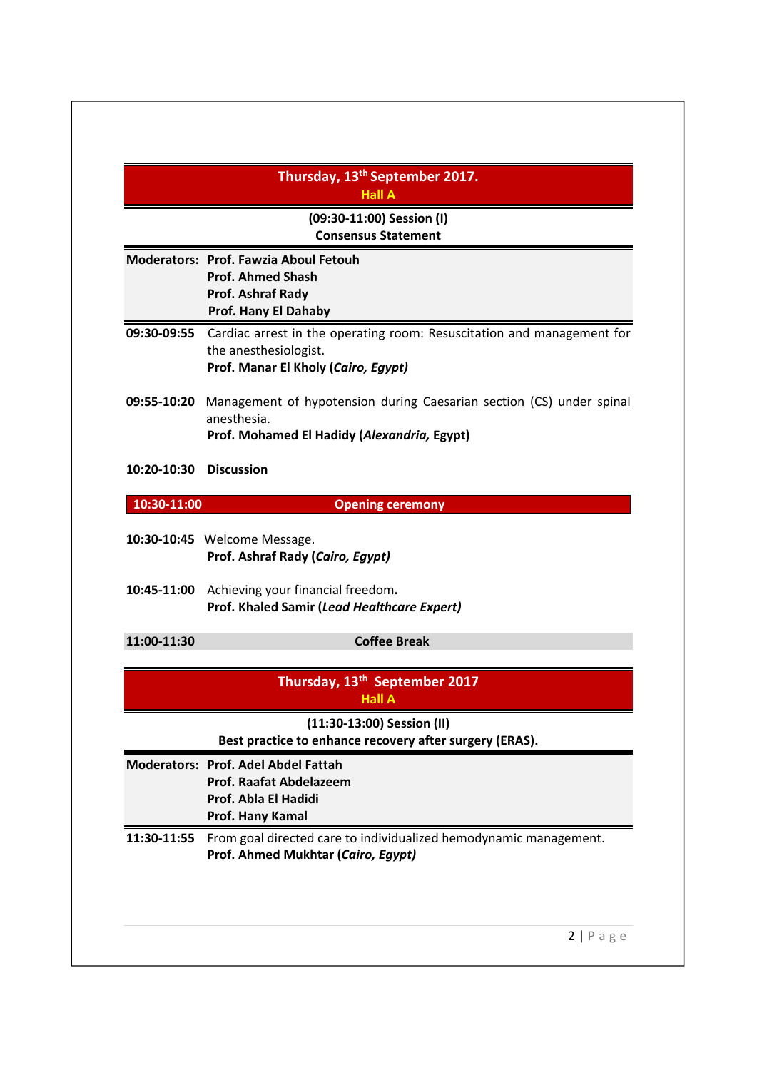## Thursday, 13th September 2017.
**Hall A**

**(09:30-11:00) Session (I)**
**Consensus Statement**

| | |
|---|---|
| **Moderators:** | **Prof. Fawzia Aboul Fetouh**<br>**Prof. Ahmed Shash**<br>**Prof. Ashraf Rady**<br>**Prof. Hany El Dahaby** |
| **09:30-09:55** | Cardiac arrest in the operating room: Resuscitation and management for the anesthesiologist.<br>**Prof. Manar El Kholy (*Cairo, Egypt*)** |
| **09:55-10:20** | Management of hypotension during Caesarian section (CS) under spinal anesthesia.<br>**Prof. Mohamed El Hadidy (*Alexandria,* Egypt)** |
| **10:20-10:30** | **Discussion** |
| **10:30-11:00** | **Opening ceremony** |
| **10:30-10:45** | Welcome Message.<br>**Prof. Ashraf Rady (*Cairo, Egypt*)** |
| **10:45-11:00** | Achieving your financial freedom**.**<br>**Prof. Khaled Samir (*Lead Healthcare Expert*)** |
| **11:00-11:30** | **Coffee Break** |

## Thursday, 13th September 2017
**Hall A**

**(11:30-13:00) Session (II)**
**Best practice to enhance recovery after surgery (ERAS).**

| | |
|---|---|
| **Moderators:** | **Prof. Adel Abdel Fattah**<br>**Prof. Raafat Abdelazeem**<br>**Prof. Abla El Hadidi**<br>**Prof. Hany Kamal** |
| **11:30-11:55** | From goal directed care to individualized hemodynamic management.<br>**Prof. Ahmed Mukhtar (*Cairo, Egypt*)** |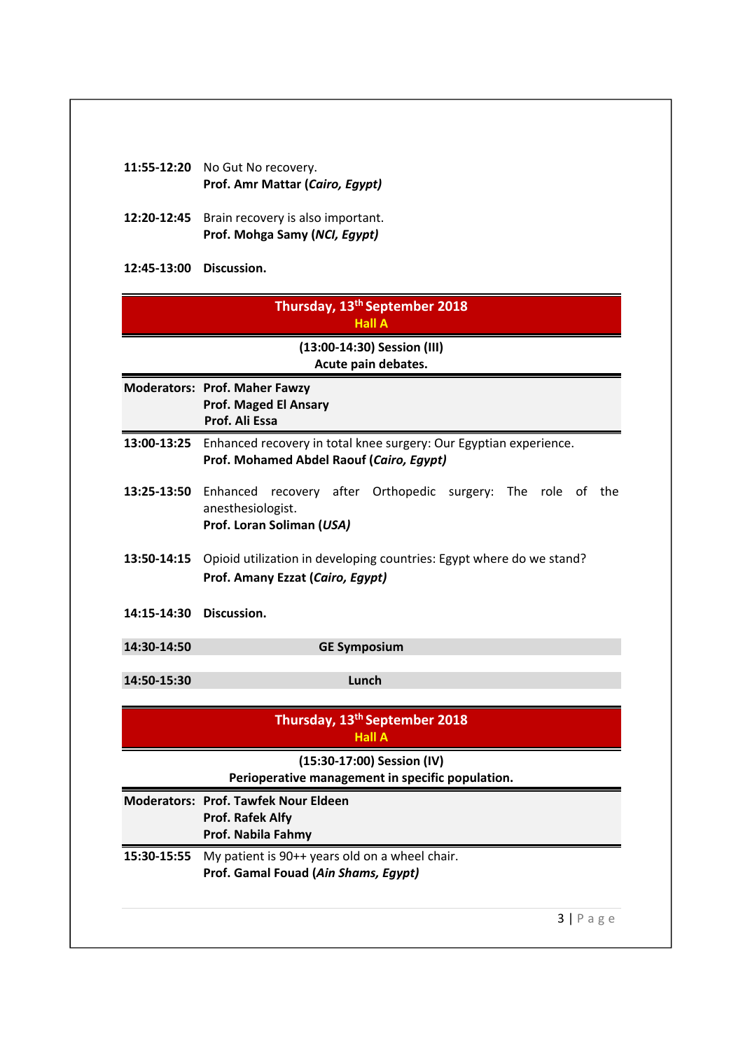**11:55-12:20** No Gut No recovery.
**Prof. Amr Mattar (*Cairo, Egypt)***

**12:20-12:45** Brain recovery is also important.
**Prof. Mohga Samy (*NCI, Egypt)***

**12:45-13:00** **Discussion.**

## Thursday, 13th September 2018
### Hall A

**(13:00-14:30) Session (III)**
**Acute pain debates.**

**Moderators:** **Prof. Maher Fawzy**
**Prof. Maged El Ansary**
**Prof. Ali Essa**

**13:00-13:25** Enhanced recovery in total knee surgery: Our Egyptian experience.
**Prof. Mohamed Abdel Raouf (*Cairo, Egypt)***

**13:25-13:50** Enhanced recovery after Orthopedic surgery: The role of the anesthesiologist.
**Prof. Loran Soliman (*USA)***

**13:50-14:15** Opioid utilization in developing countries: Egypt where do we stand?
**Prof. Amany Ezzat (*Cairo, Egypt)***

**14:15-14:30** **Discussion.**

**14:30-14:50** **GE Symposium**

**14:50-15:30** **Lunch**

## Thursday, 13th September 2018
### Hall A

**(15:30-17:00) Session (IV)**
**Perioperative management in specific population.**

**Moderators:** **Prof. Tawfek Nour Eldeen**
**Prof. Rafek Alfy**
**Prof. Nabila Fahmy**

**15:30-15:55** My patient is 90++ years old on a wheel chair.
**Prof. Gamal Fouad (*Ain Shams, Egypt)***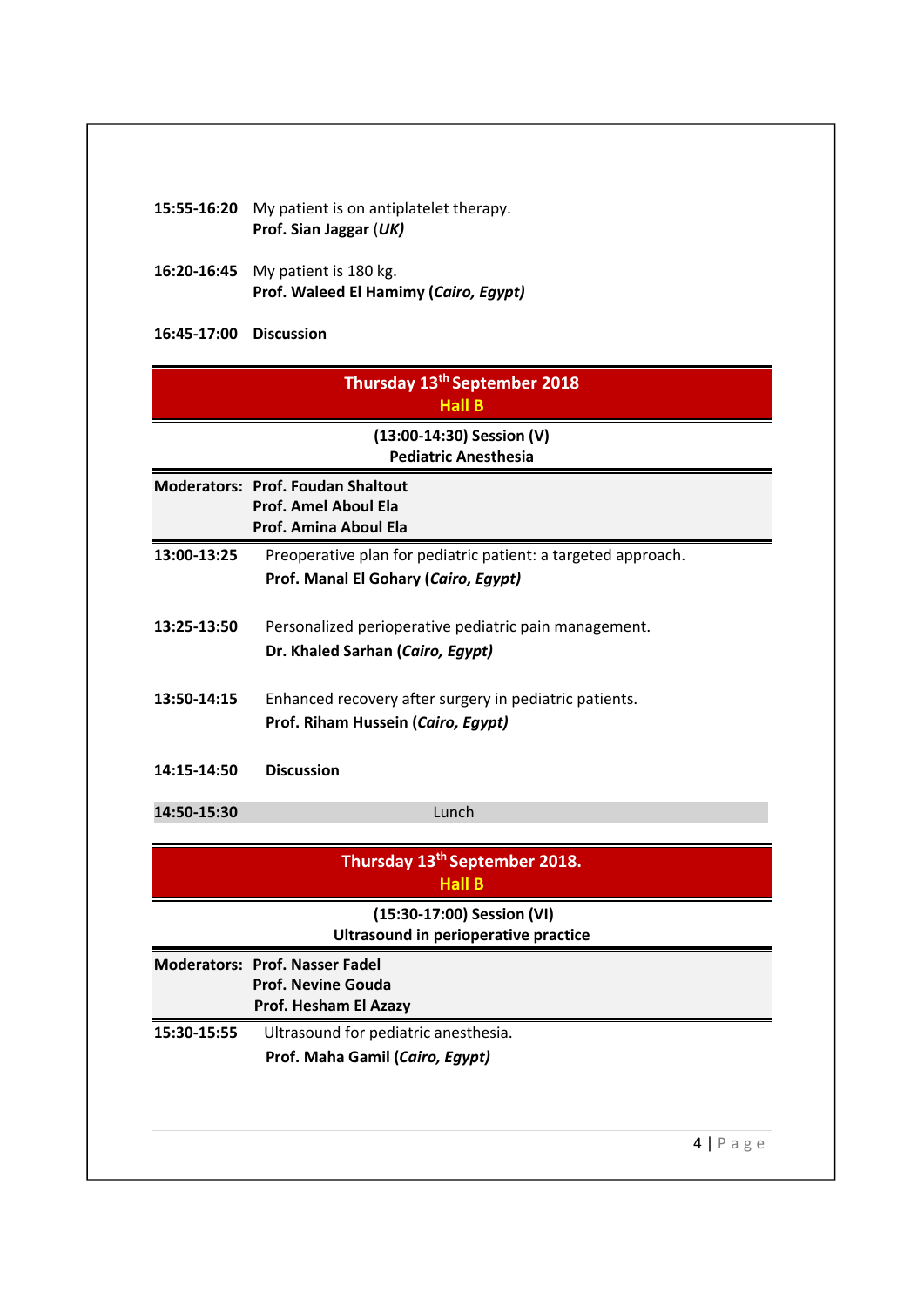**15:55-16:20** My patient is on antiplatelet therapy.
**Prof. Sian Jaggar** (***UK)***

**16:20-16:45** My patient is 180 kg.
**Prof. Waleed El Hamimy (*Cairo, Egypt)***

**16:45-17:00** **Discussion**

## Thursday 13th September 2018
### Hall B

**(13:00-14:30) Session (V)**
**Pediatric Anesthesia**

**Moderators:** **Prof. Foudan Shaltout**
**Prof. Amel Aboul Ela**
**Prof. Amina Aboul Ela**

**13:00-13:25** Preoperative plan for pediatric patient: a targeted approach.
**Prof. Manal El Gohary (*Cairo, Egypt)***

**13:25-13:50** Personalized perioperative pediatric pain management.
**Dr. Khaled Sarhan (*Cairo, Egypt)***

**13:50-14:15** Enhanced recovery after surgery in pediatric patients.
**Prof. Riham Hussein (*Cairo, Egypt)***

**14:15-14:50** **Discussion**

**14:50-15:30** Lunch

## Thursday 13th September 2018.
### Hall B

**(15:30-17:00) Session (VI)**
**Ultrasound in perioperative practice**

**Moderators:** **Prof. Nasser Fadel**
**Prof. Nevine Gouda**
**Prof. Hesham El Azazy**

**15:30-15:55** Ultrasound for pediatric anesthesia.
**Prof. Maha Gamil (*Cairo, Egypt)***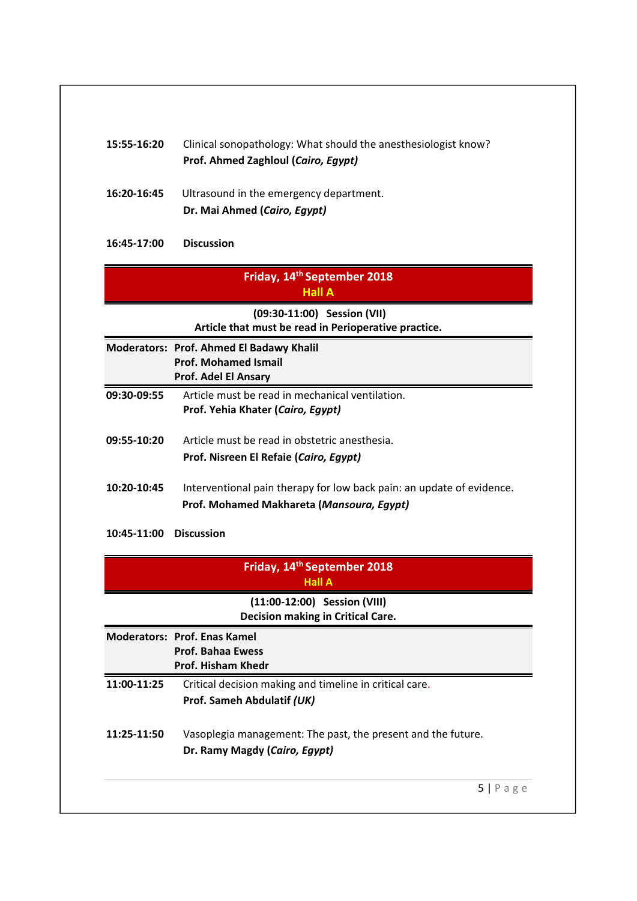**15:55-16:20** Clinical sonopathology: What should the anesthesiologist know?
**Prof. Ahmed Zaghloul (*Cairo, Egypt)***

**16:20-16:45** Ultrasound in the emergency department.
**Dr. Mai Ahmed (*Cairo, Egypt)***

**16:45-17:00** **Discussion**

## Friday, 14th September 2018
### Hall A

**(09:30-11:00) Session (VII)**
**Article that must be read in Perioperative practice.**

**Moderators:** **Prof. Ahmed El Badawy Khalil**
**Prof. Mohamed Ismail**
**Prof. Adel El Ansary**

**09:30-09:55** Article must be read in mechanical ventilation.
**Prof. Yehia Khater (*Cairo, Egypt)***

**09:55-10:20** Article must be read in obstetric anesthesia.
**Prof. Nisreen El Refaie (*Cairo, Egypt)***

**10:20-10:45** Interventional pain therapy for low back pain: an update of evidence.
**Prof. Mohamed Makhareta (*Mansoura, Egypt)***

**10:45-11:00** **Discussion**

## Friday, 14th September 2018
### Hall A

**(11:00-12:00) Session (VIII)**
**Decision making in Critical Care.**

**Moderators:** **Prof. Enas Kamel**
**Prof. Bahaa Ewess**
**Prof. Hisham Khedr**

**11:00-11:25** Critical decision making and timeline in critical care.
**Prof. Sameh Abdulatif *(UK)***

**11:25-11:50** Vasoplegia management: The past, the present and the future.
**Dr. Ramy Magdy (*Cairo, Egypt)***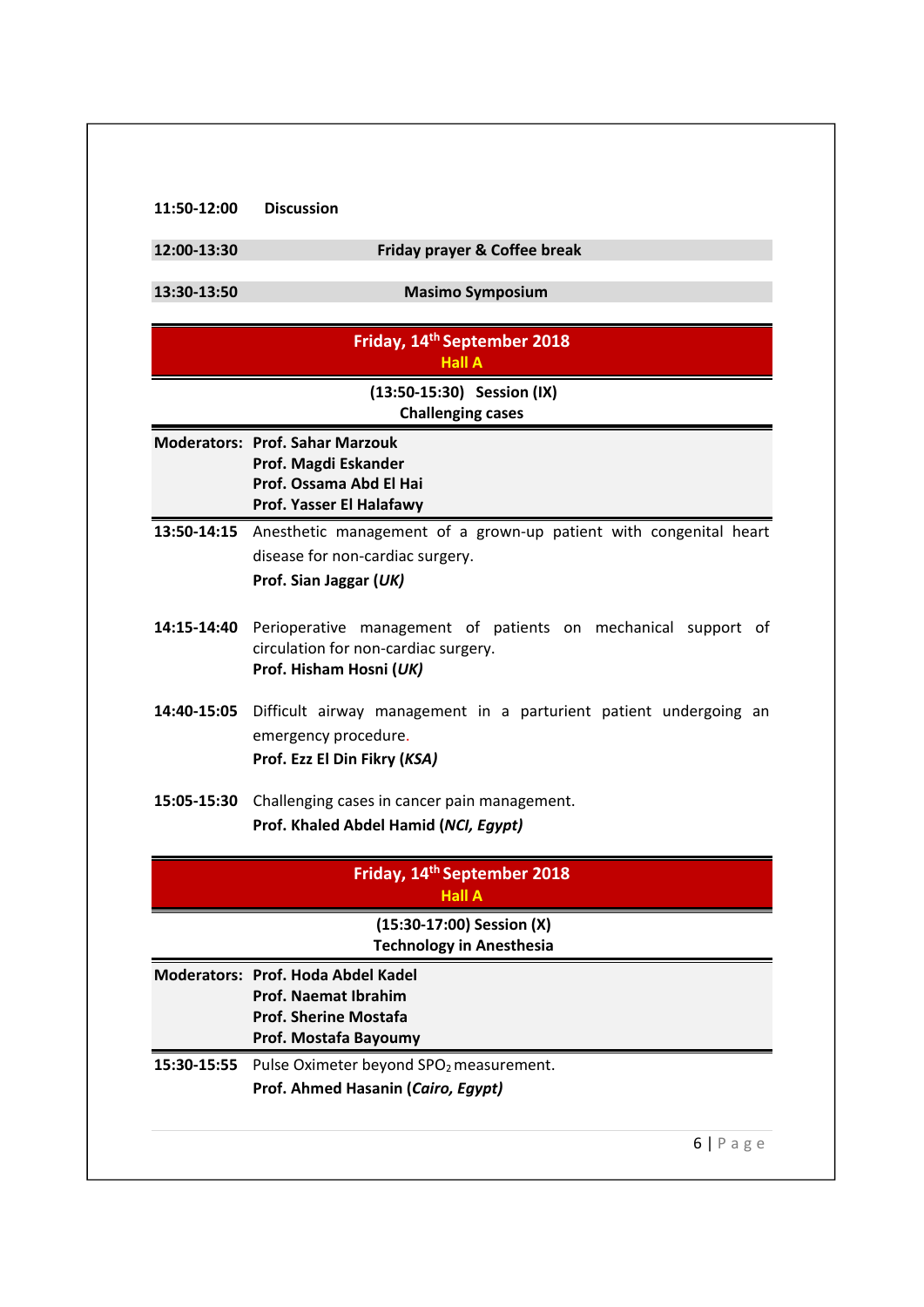| | |
|---|---|
| **11:50-12:00** | **Discussion** |
| **12:00-13:30** | **Friday prayer & Coffee break** |
| **13:30-13:50** | **Masimo Symposium** |

## Friday, 14th September 2018
### Hall A

**(13:50-15:30) Session (IX)**
**Challenging cases**

**Moderators:** **Prof. Sahar Marzouk**
**Prof. Magdi Eskander**
**Prof. Ossama Abd El Hai**
**Prof. Yasser El Halafawy**

| | |
|---|---|
| **13:50-14:15** | Anesthetic management of a grown-up patient with congenital heart disease for non-cardiac surgery.<br>**Prof. Sian Jaggar (*UK*)** |
| **14:15-14:40** | Perioperative management of patients on mechanical support of circulation for non-cardiac surgery.<br>**Prof. Hisham Hosni (*UK*)** |
| **14:40-15:05** | Difficult airway management in a parturient patient undergoing an emergency procedure.<br>**Prof. Ezz El Din Fikry (*KSA*)** |
| **15:05-15:30** | Challenging cases in cancer pain management.<br>**Prof. Khaled Abdel Hamid (*NCI, Egypt*)** |

## Friday, 14th September 2018
### Hall A

**(15:30-17:00) Session (X)**
**Technology in Anesthesia**

**Moderators:** **Prof. Hoda Abdel Kadel**
**Prof. Naemat Ibrahim**
**Prof. Sherine Mostafa**
**Prof. Mostafa Bayoumy**

| | |
|---|---|
| **15:30-15:55** | Pulse Oximeter beyond $SPO_2$ measurement.<br>**Prof. Ahmed Hasanin (*Cairo, Egypt*)** |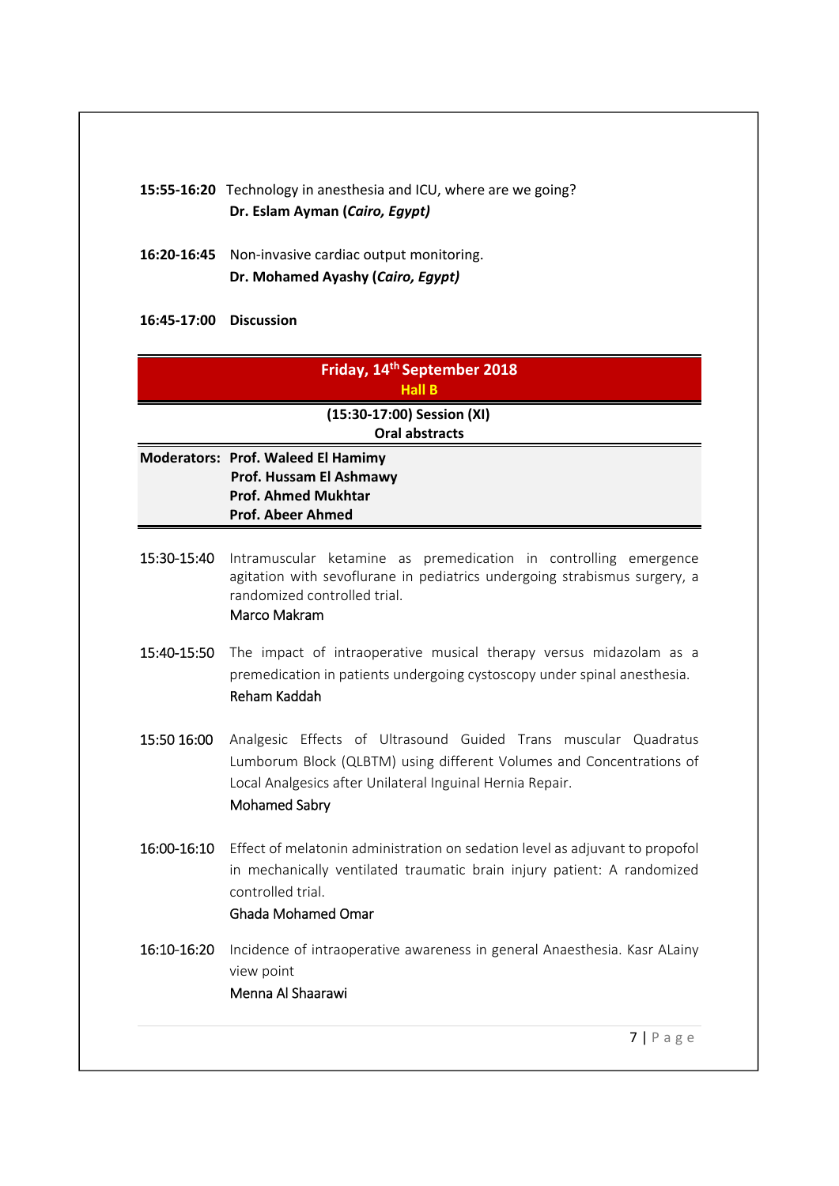**15:55-16:20** Technology in anesthesia and ICU, where are we going?
**Dr. Eslam Ayman (*Cairo, Egypt)***

**16:20-16:45** Non-invasive cardiac output monitoring.
**Dr. Mohamed Ayashy (*Cairo, Egypt)***

**16:45-17:00** **Discussion**

## Friday, 14th September 2018

**Hall B**

**(15:30-17:00) Session (XI)**
**Oral abstracts**

**Moderators:** **Prof. Waleed El Hamimy**
**Prof. Hussam El Ashmawy**
**Prof. Ahmed Mukhtar**
**Prof. Abeer Ahmed**

15:30-15:40 Intramuscular ketamine as premedication in controlling emergence agitation with sevoflurane in pediatrics undergoing strabismus surgery, a randomized controlled trial.
Marco Makram

15:40-15:50 The impact of intraoperative musical therapy versus midazolam as a premedication in patients undergoing cystoscopy under spinal anesthesia.
Reham Kaddah

15:50 16:00 Analgesic Effects of Ultrasound Guided Trans muscular Quadratus Lumborum Block (QLBTM) using different Volumes and Concentrations of Local Analgesics after Unilateral Inguinal Hernia Repair.
Mohamed Sabry

16:00-16:10 Effect of melatonin administration on sedation level as adjuvant to propofol in mechanically ventilated traumatic brain injury patient: A randomized controlled trial.
Ghada Mohamed Omar

16:10-16:20 Incidence of intraoperative awareness in general Anaesthesia. Kasr ALainy view point
Menna Al Shaarawi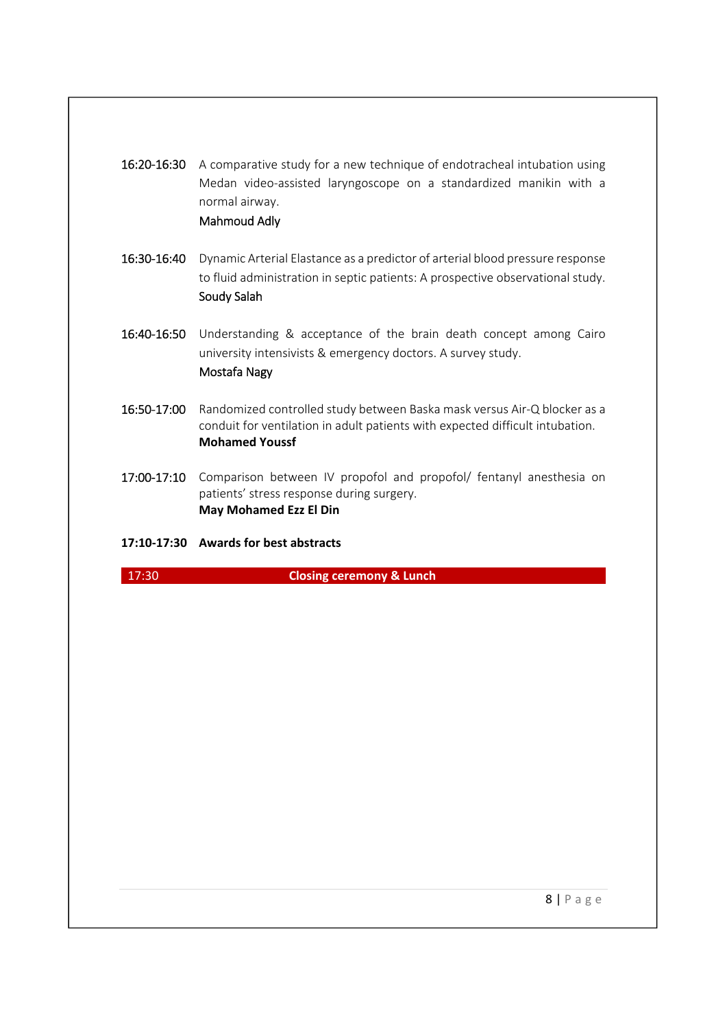16:20-16:30 A comparative study for a new technique of endotracheal intubation using Medan video-assisted laryngoscope on a standardized manikin with a normal airway.
Mahmoud Adly

16:30-16:40 Dynamic Arterial Elastance as a predictor of arterial blood pressure response to fluid administration in septic patients: A prospective observational study.
Soudy Salah

16:40-16:50 Understanding & acceptance of the brain death concept among Cairo university intensivists & emergency doctors. A survey study.
Mostafa Nagy

16:50-17:00 Randomized controlled study between Baska mask versus Air-Q blocker as a conduit for ventilation in adult patients with expected difficult intubation.
**Mohamed Youssf**

17:00-17:10 Comparison between IV propofol and propofol/ fentanyl anesthesia on patients' stress response during surgery.
**May Mohamed Ezz El Din**

**17:10-17:30 Awards for best abstracts**

17:30 **Closing ceremony & Lunch**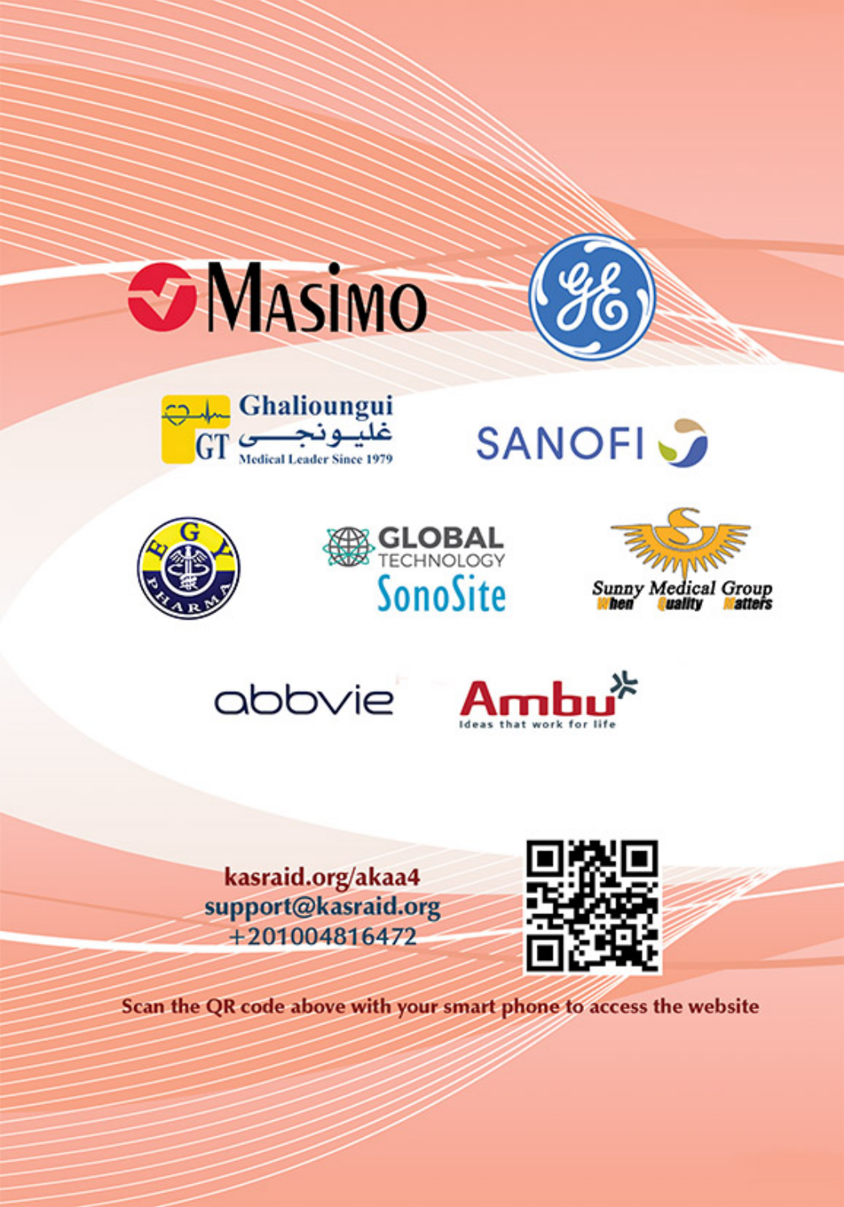MASIMO

GE

Ghalioungui
غليونجي
GT Medical Leader Since 1979

SANOFI

EGY PHARMA

GLOBAL TECHNOLOGY
SonoSite

Sunny Medical Group
When Quality Matters

abbvie

Ambu
Ideas that work for life

kasraid.org/akaa4
support@kasraid.org
+201004816472

Scan the QR code above with your smart phone to access the website